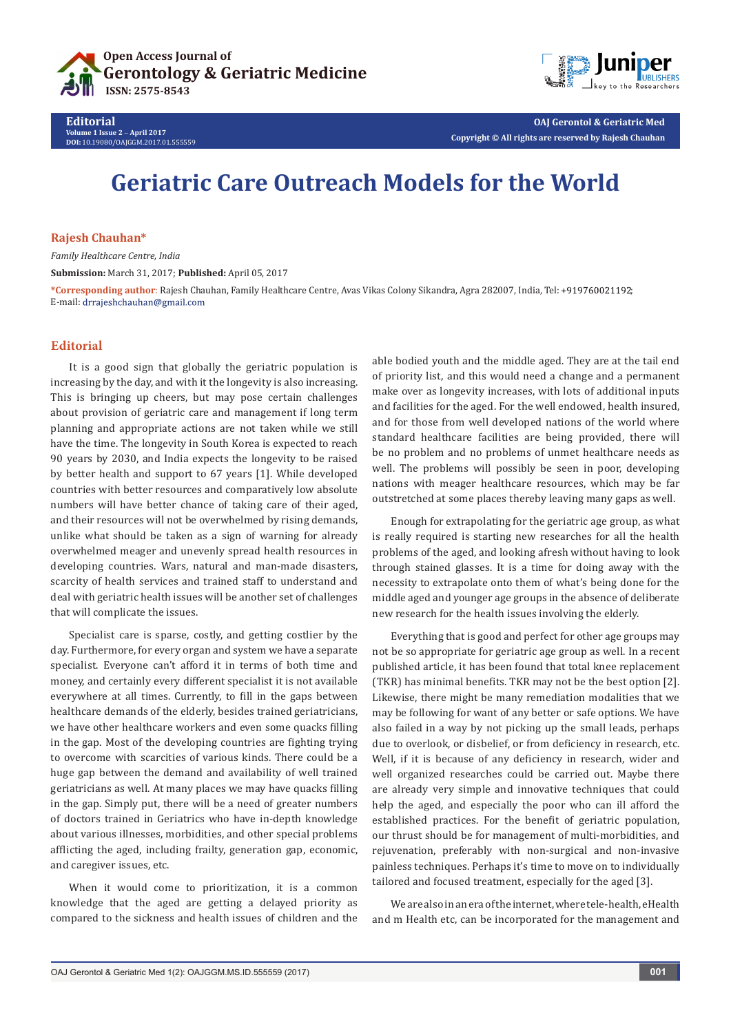# Geriatric Care Outreach Models for the World

**Rajesh Chauhan***

*Family Healthcare Centre, India*

**Submission:** March 31, 2017; **Published:** April 05, 2017

***Corresponding author:** Rajesh Chauhan, Family Healthcare Centre, Avas Vikas Colony Sikandra, Agra 282007, India, Tel: +919760021192; E-mail: drrajeshchauhan@gmail.com

## Editorial

It is a good sign that globally the geriatric population is increasing by the day, and with it the longevity is also increasing. This is bringing up cheers, but may pose certain challenges about provision of geriatric care and management if long term planning and appropriate actions are not taken while we still have the time. The longevity in South Korea is expected to reach 90 years by 2030, and India expects the longevity to be raised by better health and support to 67 years [1]. While developed countries with better resources and comparatively low absolute numbers will have better chance of taking care of their aged, and their resources will not be overwhelmed by rising demands, unlike what should be taken as a sign of warning for already overwhelmed meager and unevenly spread health resources in developing countries. Wars, natural and man-made disasters, scarcity of health services and trained staff to understand and deal with geriatric health issues will be another set of challenges that will complicate the issues.

Specialist care is sparse, costly, and getting costlier by the day. Furthermore, for every organ and system we have a separate specialist. Everyone can't afford it in terms of both time and money, and certainly every different specialist it is not available everywhere at all times. Currently, to fill in the gaps between healthcare demands of the elderly, besides trained geriatricians, we have other healthcare workers and even some quacks filling in the gap. Most of the developing countries are fighting trying to overcome with scarcities of various kinds. There could be a huge gap between the demand and availability of well trained geriatricians as well. At many places we may have quacks filling in the gap. Simply put, there will be a need of greater numbers of doctors trained in Geriatrics who have in-depth knowledge about various illnesses, morbidities, and other special problems afflicting the aged, including frailty, generation gap, economic, and caregiver issues, etc.

When it would come to prioritization, it is a common knowledge that the aged are getting a delayed priority as compared to the sickness and health issues of children and the able bodied youth and the middle aged. They are at the tail end of priority list, and this would need a change and a permanent make over as longevity increases, with lots of additional inputs and facilities for the aged. For the well endowed, health insured, and for those from well developed nations of the world where standard healthcare facilities are being provided, there will be no problem and no problems of unmet healthcare needs as well. The problems will possibly be seen in poor, developing nations with meager healthcare resources, which may be far outstretched at some places thereby leaving many gaps as well.

Enough for extrapolating for the geriatric age group, as what is really required is starting new researches for all the health problems of the aged, and looking afresh without having to look through stained glasses. It is a time for doing away with the necessity to extrapolate onto them of what's being done for the middle aged and younger age groups in the absence of deliberate new research for the health issues involving the elderly.

Everything that is good and perfect for other age groups may not be so appropriate for geriatric age group as well. In a recent published article, it has been found that total knee replacement (TKR) has minimal benefits. TKR may not be the best option [2]. Likewise, there might be many remediation modalities that we may be following for want of any better or safe options. We have also failed in a way by not picking up the small leads, perhaps due to overlook, or disbelief, or from deficiency in research, etc. Well, if it is because of any deficiency in research, wider and well organized researches could be carried out. Maybe there are already very simple and innovative techniques that could help the aged, and especially the poor who can ill afford the established practices. For the benefit of geriatric population, our thrust should be for management of multi-morbidities, and rejuvenation, preferably with non-surgical and non-invasive painless techniques. Perhaps it's time to move on to individually tailored and focused treatment, especially for the aged [3].

We are also in an era of the internet, where tele-health, eHealth and m Health etc, can be incorporated for the management and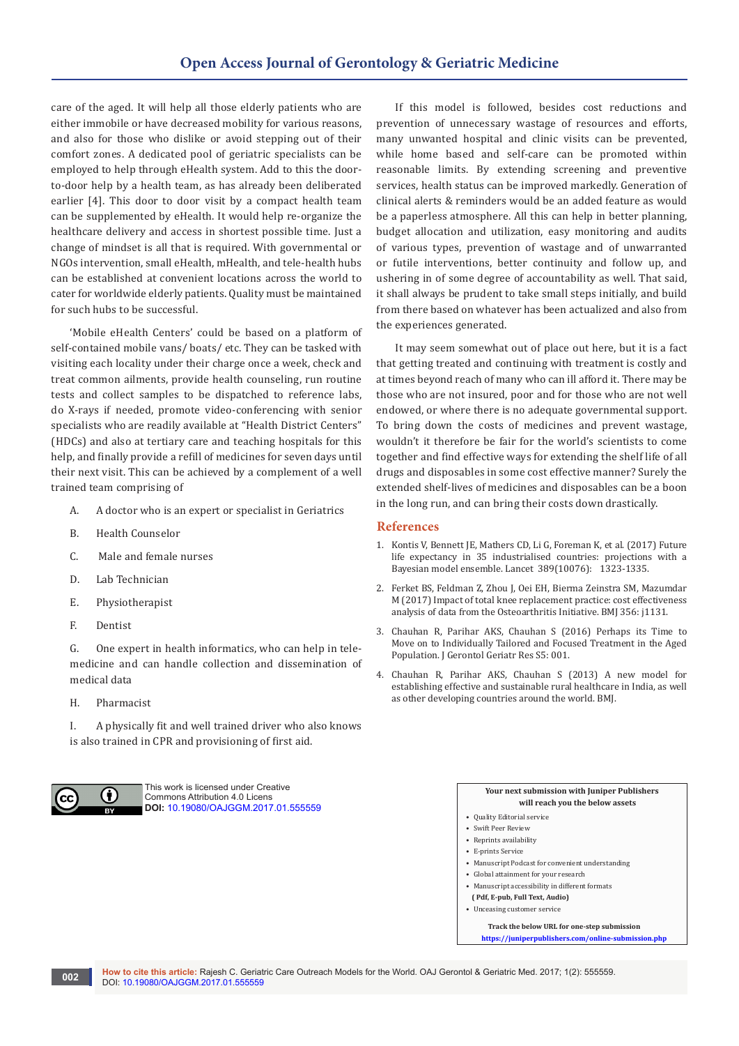care of the aged. It will help all those elderly patients who are either immobile or have decreased mobility for various reasons, and also for those who dislike or avoid stepping out of their comfort zones. A dedicated pool of geriatric specialists can be employed to help through eHealth system. Add to this the door-to-door help by a health team, as has already been deliberated earlier [4]. This door to door visit by a compact health team can be supplemented by eHealth. It would help re-organize the healthcare delivery and access in shortest possible time. Just a change of mindset is all that is required. With governmental or NGOs intervention, small eHealth, mHealth, and tele-health hubs can be established at convenient locations across the world to cater for worldwide elderly patients. Quality must be maintained for such hubs to be successful.

'Mobile eHealth Centers' could be based on a platform of self-contained mobile vans/ boats/ etc. They can be tasked with visiting each locality under their charge once a week, check and treat common ailments, provide health counseling, run routine tests and collect samples to be dispatched to reference labs, do X-rays if needed, promote video-conferencing with senior specialists who are readily available at "Health District Centers" (HDCs) and also at tertiary care and teaching hospitals for this help, and finally provide a refill of medicines for seven days until their next visit. This can be achieved by a complement of a well trained team comprising of

A. A doctor who is an expert or specialist in Geriatrics

B. Health Counselor

C. Male and female nurses

D. Lab Technician

E. Physiotherapist

F. Dentist

G. One expert in health informatics, who can help in tele-medicine and can handle collection and dissemination of medical data

H. Pharmacist

I. A physically fit and well trained driver who also knows is also trained in CPR and provisioning of first aid.

If this model is followed, besides cost reductions and prevention of unnecessary wastage of resources and efforts, many unwanted hospital and clinic visits can be prevented, while home based and self-care can be promoted within reasonable limits. By extending screening and preventive services, health status can be improved markedly. Generation of clinical alerts & reminders would be an added feature as would be a paperless atmosphere. All this can help in better planning, budget allocation and utilization, easy monitoring and audits of various types, prevention of wastage and of unwarranted or futile interventions, better continuity and follow up, and ushering in of some degree of accountability as well. That said, it shall always be prudent to take small steps initially, and build from there based on whatever has been actualized and also from the experiences generated.

It may seem somewhat out of place out here, but it is a fact that getting treated and continuing with treatment is costly and at times beyond reach of many who can ill afford it. There may be those who are not insured, poor and for those who are not well endowed, or where there is no adequate governmental support. To bring down the costs of medicines and prevent wastage, wouldn't it therefore be fair for the world's scientists to come together and find effective ways for extending the shelf life of all drugs and disposables in some cost effective manner? Surely the extended shelf-lives of medicines and disposables can be a boon in the long run, and can bring their costs down drastically.

## References

1. Kontis V, Bennett JE, Mathers CD, Li G, Foreman K, et al. (2017) Future life expectancy in 35 industrialised countries: projections with a Bayesian model ensemble. Lancet 389(10076): 1323-1335.
2. Ferket BS, Feldman Z, Zhou J, Oei EH, Bierma Zeinstra SM, Mazumdar M (2017) Impact of total knee replacement practice: cost effectiveness analysis of data from the Osteoarthritis Initiative. BMJ 356: j1131.
3. Chauhan R, Parihar AKS, Chauhan S (2016) Perhaps its Time to Move on to Individually Tailored and Focused Treatment in the Aged Population. J Gerontol Geriatr Res S5: 001.
4. Chauhan R, Parihar AKS, Chauhan S (2013) A new model for establishing effective and sustainable rural healthcare in India, as well as other developing countries around the world. BMJ.

This work is licensed under Creative Commons Attribution 4.0 Licens
**DOI:** 10.19080/OAJGGM.2017.01.555559

**Your next submission with Juniper Publishers will reach you the below assets**

- Quality Editorial service
- Swift Peer Review
- Reprints availability
- E-prints Service
- Manuscript Podcast for convenient understanding
- Global attainment for your research
- Manuscript accessibility in different formats
  **( Pdf, E-pub, Full Text, Audio)**
- Unceasing customer service

**Track the below URL for one-step submission**
**https://juniperpublishers.com/online-submission.php**

**How to cite this article:** Rajesh C. Geriatric Care Outreach Models for the World. OAJ Gerontol & Geriatric Med. 2017; 1(2): 555559. DOI: 10.19080/OAJGGM.2017.01.555559